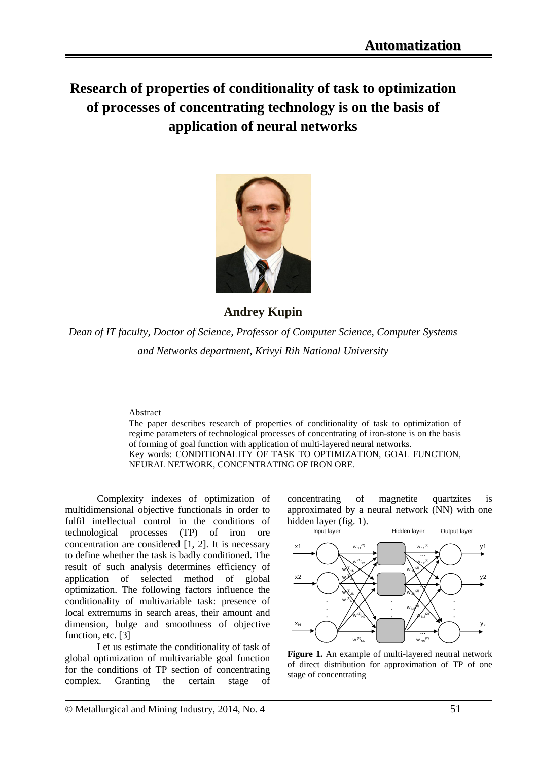# Research of properties of conditionality of task to optimization of processes of concentrating technology is on the basis of application of neural networks

**Andrey Kupin**

*Dean of IT faculty, Doctor of Science, Professor of Computer Science, Computer Systems and Networks department, Krivyi Rih National University*

Abstract

The paper describes research of properties of conditionality of task to optimization of regime parameters of technological processes of concentrating of iron-stone is on the basis of forming of goal function with application of multi-layered neural networks.

Key words: CONDITIONALITY OF TASK TO OPTIMIZATION, GOAL FUNCTION, NEURAL NETWORK, CONCENTRATING OF IRON ORE.

Complexity indexes of optimization of multidimensional objective functionals in order to fulfil intellectual control in the conditions of technological processes (TP) of iron ore concentration are considered [1, 2]. It is necessary to define whether the task is badly conditioned. The result of such analysis determines efficiency of application of selected method of global optimization. The following factors influence the conditionality of multivariable task: presence of local extremums in search areas, their amount and dimension, bulge and smoothness of objective function, etc. [3]

Let us estimate the conditionality of task of global optimization of multivariable goal function for the conditions of TP section of concentrating complex. Granting the certain stage of concentrating of magnetite quartzites is approximated by a neural network (NN) with one hidden layer (fig. 1).

**Figure 1.** An example of multi-layered neutral network of direct distribution for approximation of TP of one stage of concentrating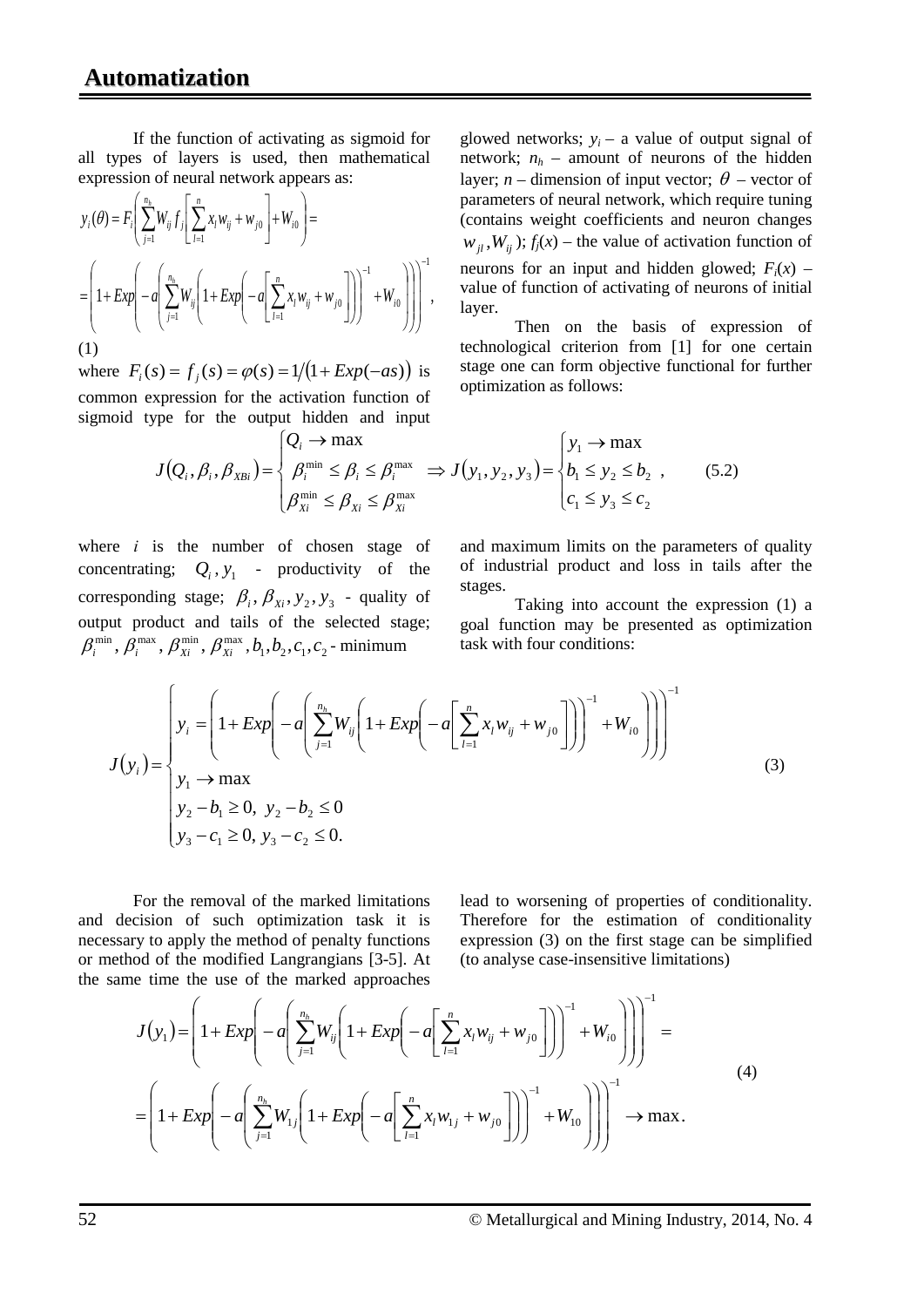## Automatization

If the function of activating as sigmoid for all types of layers is used, then mathematical expression of neural network appears as:

$$y_i(\theta) = F_i\left(\sum_{j=1}^{n_h} W_{ij} f_j\left[\sum_{l=1}^{n} x_l w_{ij} + w_{j0}\right] + W_{i0}\right) =$$

$$= \left(1 + Exp\left(-a\left(\sum_{j=1}^{n_h} W_{ij}\left(1 + Exp\left(-a\left[\sum_{l=1}^{n} x_l w_{ij} + w_{j0}\right]\right)\right)^{-1} + W_{i0}\right)\right)\right)^{-1}, \quad (1)$$

where $F_i(s) = f_j(s) = \varphi(s) = 1/(1 + Exp(-as))$ is common expression for the activation function of sigmoid type for the output hidden and input glowed networks; $y_i$ – a value of output signal of network; $n_h$ – amount of neurons of the hidden layer; $n$ – dimension of input vector; $\theta$ – vector of parameters of neural network, which require tuning (contains weight coefficients and neuron changes $w_{jl}, W_{ij}$); $f_j(x)$ – the value of activation function of neurons for an input and hidden glowed; $F_i(x)$ – value of function of activating of neurons of initial layer.

Then on the basis of expression of technological criterion from [1] for one certain stage one can form objective functional for further optimization as follows:

$$J(Q_i, \beta_i, \beta_{XBi}) = \begin{cases} Q_i \to \max \\ \beta_i^{\min} \le \beta_i \le \beta_i^{\max} \\ \beta_{Xi}^{\min} \le \beta_{Xi} \le \beta_{Xi}^{\max} \end{cases} \Rightarrow J(y_1, y_2, y_3) = \begin{cases} y_1 \to \max \\ b_1 \le y_2 \le b_2 \\ c_1 \le y_3 \le c_2 \end{cases}, \quad (5.2)$$

where $i$ is the number of chosen stage of concentrating; $Q_i, y_1$ - productivity of the corresponding stage; $\beta_i, \beta_{Xi}, y_2, y_3$ - quality of output product and tails of the selected stage; $\beta_i^{\min}, \beta_i^{\max}, \beta_{Xi}^{\min}, \beta_{Xi}^{\max}, b_1, b_2, c_1, c_2$ - minimum and maximum limits on the parameters of quality of industrial product and loss in tails after the stages.

Taking into account the expression (1) a goal function may be presented as optimization task with four conditions:

$$J(y_i) = \begin{cases} y_i = \left(1 + Exp\left(-a\left(\sum_{j=1}^{n_h} W_{ij}\left(1 + Exp\left(-a\left[\sum_{l=1}^{n} x_l w_{ij} + w_{j0}\right]\right)\right)^{-1} + W_{i0}\right)\right)\right)^{-1} \\ y_1 \to \max \\ y_2 - b_1 \ge 0, \ y_2 - b_2 \le 0 \\ y_3 - c_1 \ge 0, \ y_3 - c_2 \le 0. \end{cases} \quad (3)$$

For the removal of the marked limitations and decision of such optimization task it is necessary to apply the method of penalty functions or method of the modified Langrangians [3-5]. At the same time the use of the marked approaches lead to worsening of properties of conditionality. Therefore for the estimation of conditionality expression (3) on the first stage can be simplified (to analyse case-insensitive limitations)

$$J(y_1) = \left(1 + Exp\left(-a\left(\sum_{j=1}^{n_h} W_{ij}\left(1 + Exp\left(-a\left[\sum_{l=1}^{n} x_l w_{ij} + w_{j0}\right]\right)\right)^{-1} + W_{i0}\right)\right)\right)^{-1} =$$

$$= \left(1 + Exp\left(-a\left(\sum_{j=1}^{n_h} W_{1j}\left(1 + Exp\left(-a\left[\sum_{l=1}^{n} x_l w_{1j} + w_{j0}\right]\right)\right)^{-1} + W_{10}\right)\right)\right)^{-1} \to \max. \quad (4)$$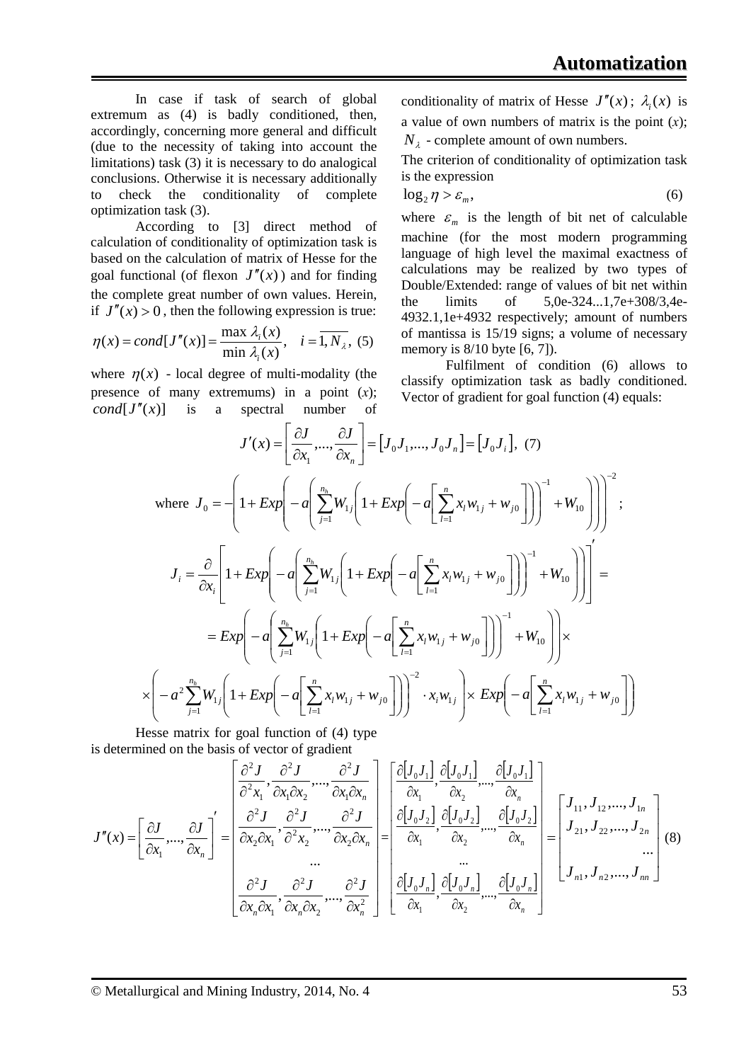In case if task of search of global extremum as (4) is badly conditioned, then, accordingly, concerning more general and difficult (due to the necessity of taking into account the limitations) task (3) it is necessary to do analogical conclusions. Otherwise it is necessary additionally to check the conditionality of complete optimization task (3).

According to [3] direct method of calculation of conditionality of optimization task is based on the calculation of matrix of Hesse for the goal functional (of flexon $J''(x)$) and for finding the complete great number of own values. Herein, if $J''(x) > 0$, then the following expression is true:

$$\eta(x) = cond[J''(x)] = \frac{\max \lambda_i(x)}{\min \lambda_i(x)}, \quad i = \overline{1, N_\lambda}, \quad (5)$$

where $\eta(x)$ - local degree of multi-modality (the presence of many extremums) in a point ($x$); $cond[J''(x)]$ is a spectral number of conditionality of matrix of Hesse $J''(x)$; $\lambda_i(x)$ is a value of own numbers of matrix is the point ($x$); $N_\lambda$ - complete amount of own numbers.

The criterion of conditionality of optimization task is the expression

$$\log_2 \eta > \varepsilon_m, \quad (6)$$

where $\varepsilon_m$ is the length of bit net of calculable machine (for the most modern programming language of high level the maximal exactness of calculations may be realized by two types of Double/Extended: range of values of bit net within the limits of 5,0e-324...1,7e+308/3,4e-4932.1,1e+4932 respectively; amount of numbers of mantissa is 15/19 signs; a volume of necessary memory is 8/10 byte [6, 7]).

Fulfilment of condition (6) allows to classify optimization task as badly conditioned. Vector of gradient for goal function (4) equals:

$$J'(x) = \left[\frac{\partial J}{\partial x_1}, ..., \frac{\partial J}{\partial x_n}\right] = \left[J_0 J_1, ..., J_0 J_n\right] = \left[J_0 J_i\right], \quad (7)$$

where $J_0 = -\left(1 + Exp\left(-a\left(\sum_{j=1}^{n_h} W_{1j}\left(1 + Exp\left(-a\left[\sum_{l=1}^{n} x_l w_{1j} + w_{j0}\right]\right)\right)^{-1} + W_{10}\right)\right)\right)^{-2}$;

$$J_i = \frac{\partial}{\partial x_i}\left[1 + Exp\left(-a\left(\sum_{j=1}^{n_h} W_{1j}\left(1 + Exp\left(-a\left[\sum_{l=1}^{n} x_l w_{1j} + w_{j0}\right]\right)\right)^{-1} + W_{10}\right)\right)\right]' =$$

$$= Exp\left(-a\left(\sum_{j=1}^{n_h} W_{1j}\left(1 + Exp\left(-a\left[\sum_{l=1}^{n} x_l w_{1j} + w_{j0}\right]\right)\right)^{-1} + W_{10}\right)\right) \times$$

$$\times \left(-a^2 \sum_{j=1}^{n_h} W_{1j}\left(1 + Exp\left(-a\left[\sum_{l=1}^{n} x_l w_{1j} + w_{j0}\right]\right)\right)^{-2} \cdot x_i w_{1j}\right) \times Exp\left(-a\left[\sum_{l=1}^{n} x_l w_{1j} + w_{j0}\right]\right)$$

Hesse matrix for goal function of (4) type is determined on the basis of vector of gradient

$$J''(x) = \left[\frac{\partial J}{\partial x_1}, ..., \frac{\partial J}{\partial x_n}\right]' = \begin{bmatrix} \frac{\partial^2 J}{\partial^2 x_1}, \frac{\partial^2 J}{\partial x_1 \partial x_2}, ..., \frac{\partial^2 J}{\partial x_1 \partial x_n} \\ \frac{\partial^2 J}{\partial x_2 \partial x_1}, \frac{\partial^2 J}{\partial^2 x_2}, ..., \frac{\partial^2 J}{\partial x_2 \partial x_n} \\ ... \\ \frac{\partial^2 J}{\partial x_n \partial x_1}, \frac{\partial^2 J}{\partial x_n \partial x_2}, ..., \frac{\partial^2 J}{\partial x_n^2} \end{bmatrix} = \begin{bmatrix} \frac{\partial [J_0 J_1]}{\partial x_1}, \frac{\partial [J_0 J_1]}{\partial x_2}, ..., \frac{\partial [J_0 J_1]}{\partial x_n} \\ \frac{\partial [J_0 J_2]}{\partial x_1}, \frac{\partial [J_0 J_2]}{\partial x_2}, ..., \frac{\partial [J_0 J_2]}{\partial x_n} \\ ... \\ \frac{\partial [J_0 J_n]}{\partial x_1}, \frac{\partial [J_0 J_n]}{\partial x_2}, ..., \frac{\partial [J_0 J_n]}{\partial x_n} \end{bmatrix} = \begin{bmatrix} J_{11}, J_{12}, ..., J_{1n} \\ J_{21}, J_{22}, ..., J_{2n} \\ ... \\ J_{n1}, J_{n2}, ..., J_{nn} \end{bmatrix} \quad (8)$$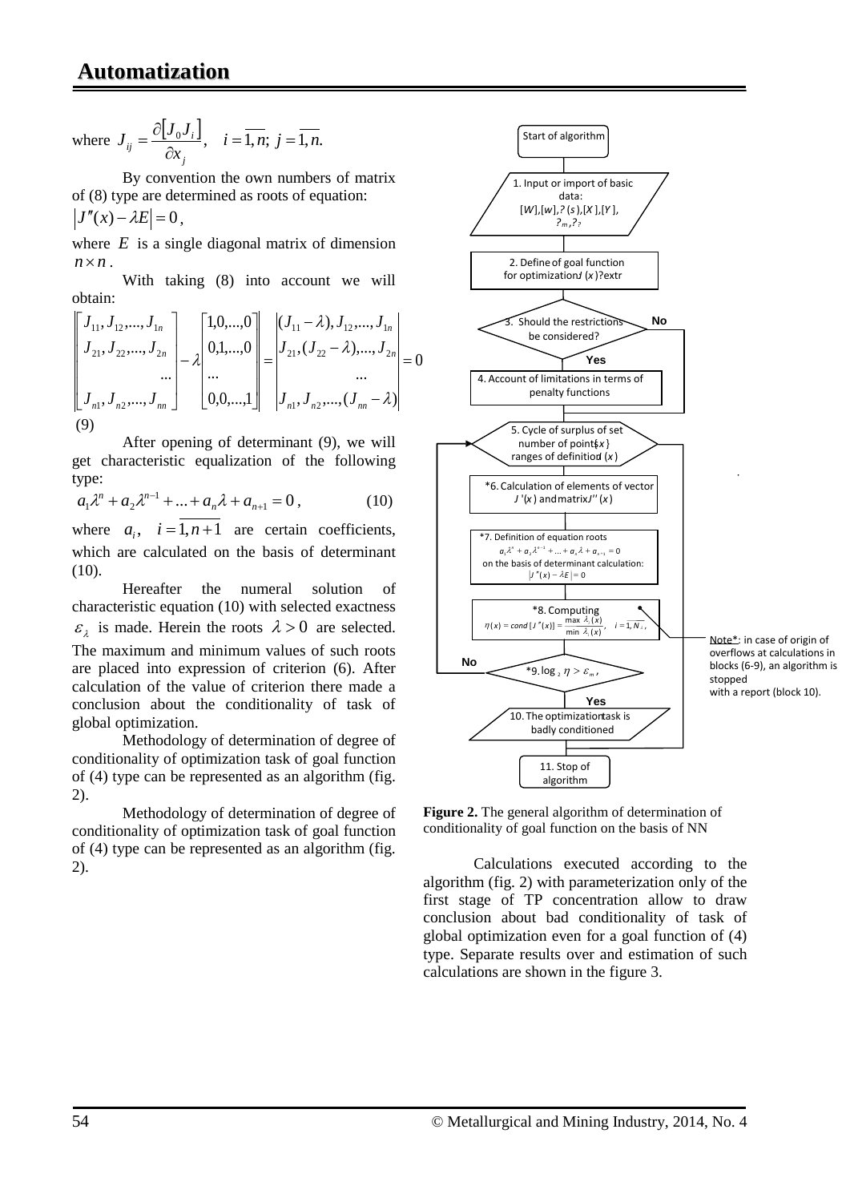where $J_{ij} = \dfrac{\partial [J_0 J_i]}{\partial x_j}, \quad i = \overline{1,n};\ j = \overline{1,n}.$

By convention the own numbers of matrix of (8) type are determined as roots of equation:

$\left| J''(x) - \lambda E \right| = 0$,

where $E$ is a single diagonal matrix of dimension $n \times n$.

With taking (8) into account we will obtain:

$$\left\| \begin{bmatrix} J_{11}, J_{12}, ..., J_{1n} \\ J_{21}, J_{22}, ..., J_{2n} \\ ... \\ J_{n1}, J_{n2}, ..., J_{nn} \end{bmatrix} - \lambda \begin{bmatrix} 1,0,...,0 \\ 0,1,...,0 \\ ... \\ 0,0,...,1 \end{bmatrix} \right\| = \begin{vmatrix} (J_{11} - \lambda), J_{12}, ..., J_{1n} \\ J_{21}, (J_{22} - \lambda), ..., J_{2n} \\ ... \\ J_{n1}, J_{n2}, ..., (J_{nn} - \lambda) \end{vmatrix} = 0$$

(9)

After opening of determinant (9), we will get characteristic equalization of the following type:

$$a_1 \lambda^n + a_2 \lambda^{n-1} + ... + a_n \lambda + a_{n+1} = 0, \qquad (10)$$

where $a_i,\ i = \overline{1, n+1}$ are certain coefficients, which are calculated on the basis of determinant (10).

Hereafter the numeral solution of characteristic equation (10) with selected exactness $\varepsilon_\lambda$ is made. Herein the roots $\lambda > 0$ are selected. The maximum and minimum values of such roots are placed into expression of criterion (6). After calculation of the value of criterion there made a conclusion about the conditionality of task of global optimization.

Methodology of determination of degree of conditionality of optimization task of goal function of (4) type can be represented as an algorithm (fig. 2).

Methodology of determination of degree of conditionality of optimization task of goal function of (4) type can be represented as an algorithm (fig. 2).

Start of algorithm

1. Input or import of basic data: [W],[w],?(s),[X],[Y], ?m,??

2. Define of goal function for optimization J(x)?extr

3. Should the restrictions be considered? — No / Yes

4. Account of limitations in terms of penalty functions

5. Cycle of surplus of set number of points {x} ranges of definition J(x)

*6. Calculation of elements of vector $J'(x)$ and matrix $J''(x)$

*7. Definition of equation roots $a_1\lambda^n + a_2\lambda^{n-1} + ... + a_n\lambda + a_{n+1} = 0$ on the basis of determinant calculation: $|J''(x) - \lambda E| = 0$

*8. Computing $\eta(x) = cond[J''(x)] = \dfrac{\max \lambda_i(x)}{\min \lambda_i(x)}, \quad i = \overline{1, N_\lambda}$

*9. $\log_2 \eta > \varepsilon_m$ — No / Yes

10. The optimization task is badly conditioned

11. Stop of algorithm

Note*: in case of origin of overflows at calculations in blocks (6-9), an algorithm is stopped with a report (block 10).

**Figure 2.** The general algorithm of determination of conditionality of goal function on the basis of NN

Calculations executed according to the algorithm (fig. 2) with parameterization only of the first stage of TP concentration allow to draw conclusion about bad conditionality of task of global optimization even for a goal function of (4) type. Separate results over and estimation of such calculations are shown in the figure 3.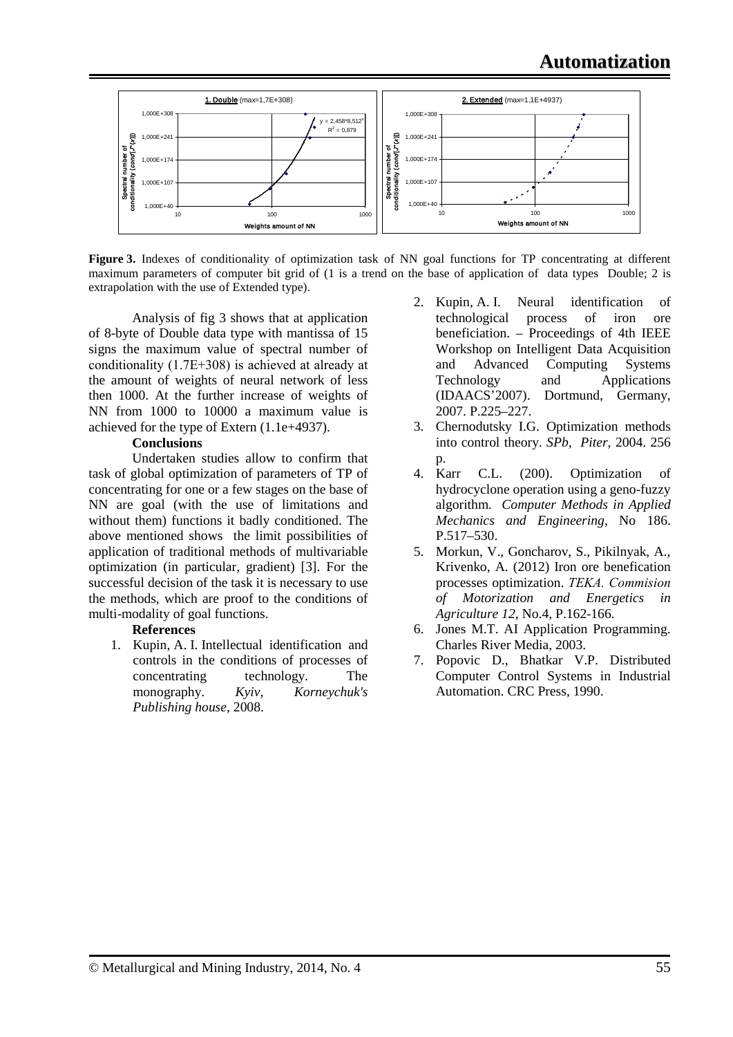1. Double (max=1,7E+308)

1,000E+308

1,000E+241

1,000E+174

1,000E+107

1,000E+40

10

100

1000

y = 2,458*8,512^x

$R^2$ = 0,879

Spectral number of conditionality (cond[J''(x)])

Weights amount of NN

2. Extended (max=1,1E+4937)

1,000E+308

1,000E+241

1,000E+174

1,000E+107

1,000E+40

10

100

1000

Spectral number of conditionality (cond[J''(x)])

Weights amount of NN

**Figure 3.** Indexes of conditionality of optimization task of NN goal functions for TP concentrating at different maximum parameters of computer bit grid of (1 is a trend on the base of application of data types Double; 2 is extrapolation with the use of Extended type).

Analysis of fig 3 shows that at application of 8-byte of Double data type with mantissa of 15 signs the maximum value of spectral number of conditionality (1.7E+308) is achieved at already at the amount of weights of neural network of less then 1000. At the further increase of weights of NN from 1000 to 10000 a maximum value is achieved for the type of Extern (1.1e+4937).

## Conclusions

Undertaken studies allow to confirm that task of global optimization of parameters of TP of concentrating for one or a few stages on the base of NN are goal (with the use of limitations and without them) functions it badly conditioned. The above mentioned shows the limit possibilities of application of traditional methods of multivariable optimization (in particular, gradient) [3]. For the successful decision of the task it is necessary to use the methods, which are proof to the conditions of multi-modality of goal functions.

## References

1. Kupin, A. I. Intellectual identification and controls in the conditions of processes of concentrating technology. The monography. *Kyiv, Korneychuk's Publishing house*, 2008.
2. Kupin, A. I. Neural identification of technological process of iron ore beneficiation. – Proceedings of 4th IEEE Workshop on Intelligent Data Acquisition and Advanced Computing Systems Technology and Applications (IDAACS'2007). Dortmund, Germany, 2007. P.225–227.
3. Chernodutsky I.G. Optimization methods into control theory. *SPb, Piter*, 2004. 256 p.
4. Karr C.L. (200). Optimization of hydrocyclone operation using a geno-fuzzy algorithm. *Computer Methods in Applied Mechanics and Engineering*, No 186. P.517–530.
5. Morkun, V., Goncharov, S., Pikilnyak, A., Krivenko, A. (2012) Iron ore benefication processes optimization. *TEKA. Commision of Motorization and Energetics in Agriculture 12*, No.4, P.162-166.
6. Jones M.T. AI Application Programming. Charles River Media, 2003.
7. Popovic D., Bhatkar V.P. Distributed Computer Control Systems in Industrial Automation. CRC Press, 1990.